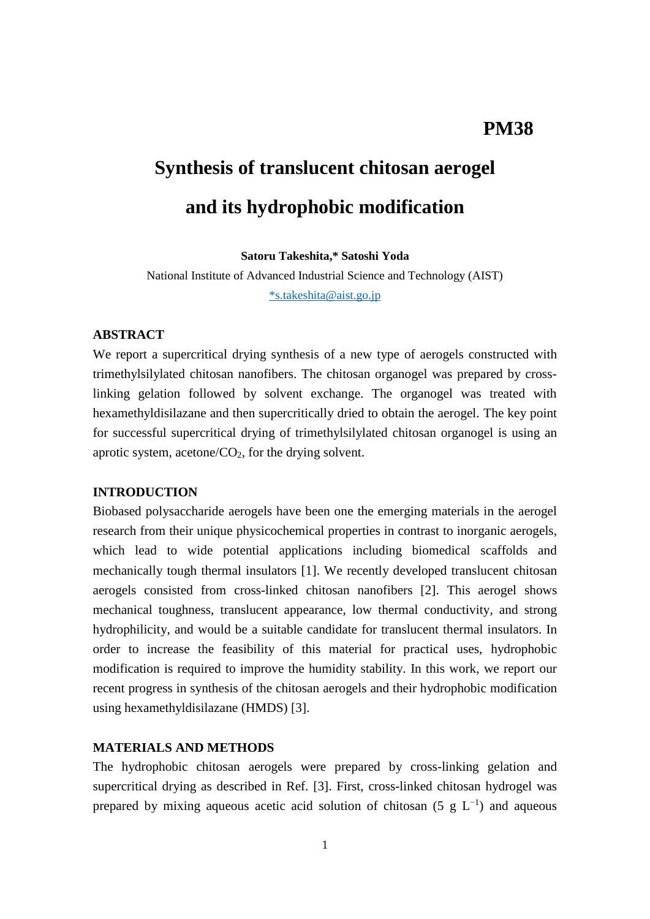PM38

# Synthesis of translucent chitosan aerogel and its hydrophobic modification

**Satoru Takeshita,\* Satoshi Yoda**

National Institute of Advanced Industrial Science and Technology (AIST)

*s.takeshita@aist.go.jp

## ABSTRACT

We report a supercritical drying synthesis of a new type of aerogels constructed with trimethylsilylated chitosan nanofibers. The chitosan organogel was prepared by cross-linking gelation followed by solvent exchange. The organogel was treated with hexamethyldisilazane and then supercritically dried to obtain the aerogel. The key point for successful supercritical drying of trimethylsilylated chitosan organogel is using an aprotic system, acetone/$CO_2$, for the drying solvent.

## INTRODUCTION

Biobased polysaccharide aerogels have been one the emerging materials in the aerogel research from their unique physicochemical properties in contrast to inorganic aerogels, which lead to wide potential applications including biomedical scaffolds and mechanically tough thermal insulators [1]. We recently developed translucent chitosan aerogels consisted from cross-linked chitosan nanofibers [2]. This aerogel shows mechanical toughness, translucent appearance, low thermal conductivity, and strong hydrophilicity, and would be a suitable candidate for translucent thermal insulators. In order to increase the feasibility of this material for practical uses, hydrophobic modification is required to improve the humidity stability. In this work, we report our recent progress in synthesis of the chitosan aerogels and their hydrophobic modification using hexamethyldisilazane (HMDS) [3].

## MATERIALS AND METHODS

The hydrophobic chitosan aerogels were prepared by cross-linking gelation and supercritical drying as described in Ref. [3]. First, cross-linked chitosan hydrogel was prepared by mixing aqueous acetic acid solution of chitosan (5 g $L^{-1}$) and aqueous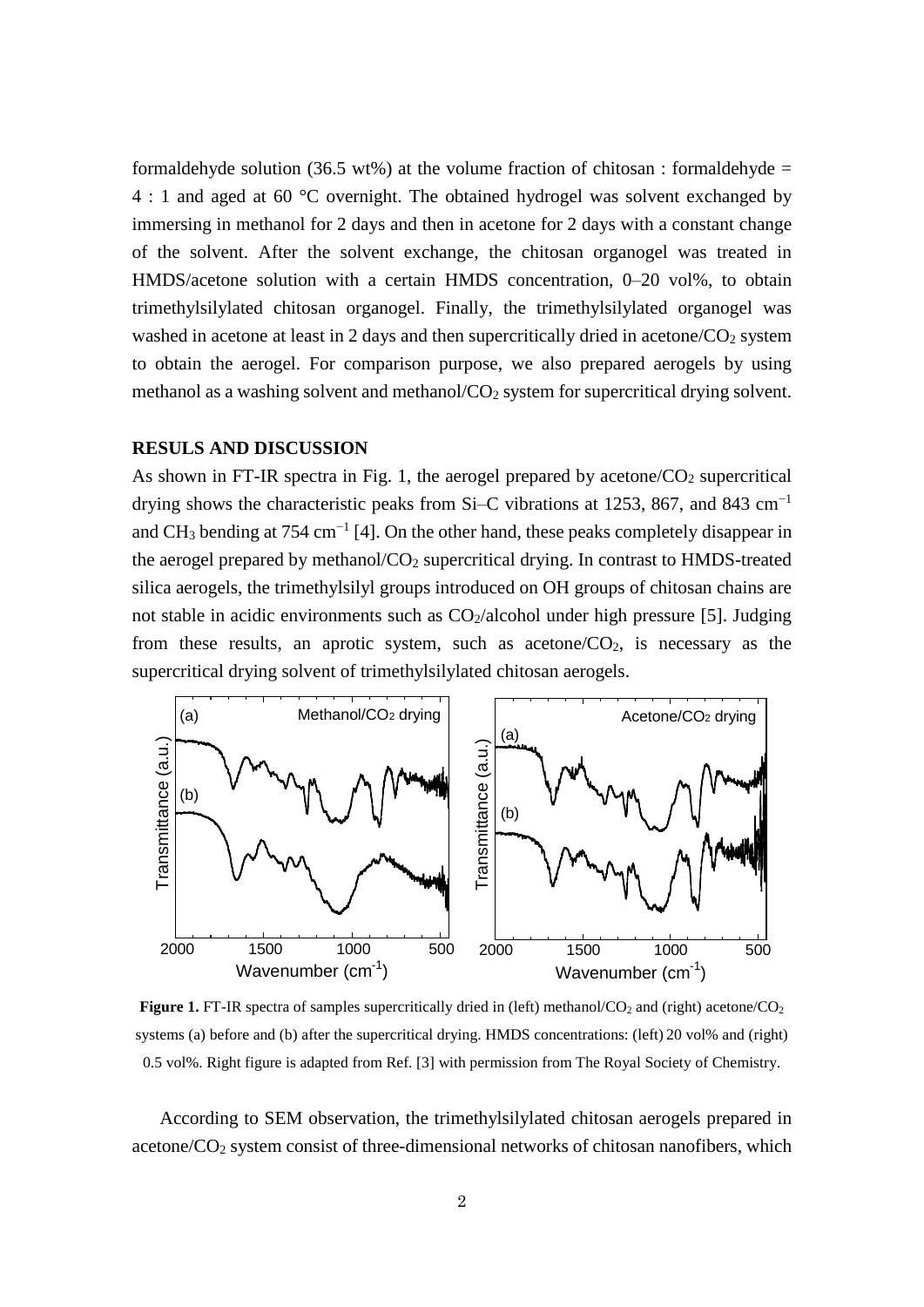formaldehyde solution (36.5 wt%) at the volume fraction of chitosan : formaldehyde = 4 : 1 and aged at 60 °C overnight. The obtained hydrogel was solvent exchanged by immersing in methanol for 2 days and then in acetone for 2 days with a constant change of the solvent. After the solvent exchange, the chitosan organogel was treated in HMDS/acetone solution with a certain HMDS concentration, 0–20 vol%, to obtain trimethylsilylated chitosan organogel. Finally, the trimethylsilylated organogel was washed in acetone at least in 2 days and then supercritically dried in acetone/$CO_2$ system to obtain the aerogel. For comparison purpose, we also prepared aerogels by using methanol as a washing solvent and methanol/$CO_2$ system for supercritical drying solvent.

## RESULS AND DISCUSSION

As shown in FT-IR spectra in Fig. 1, the aerogel prepared by acetone/$CO_2$ supercritical drying shows the characteristic peaks from Si–C vibrations at 1253, 867, and 843 $cm^{-1}$ and $CH_3$ bending at 754 $cm^{-1}$ [4]. On the other hand, these peaks completely disappear in the aerogel prepared by methanol/$CO_2$ supercritical drying. In contrast to HMDS-treated silica aerogels, the trimethylsilyl groups introduced on OH groups of chitosan chains are not stable in acidic environments such as $CO_2$/alcohol under high pressure [5]. Judging from these results, an aprotic system, such as acetone/$CO_2$, is necessary as the supercritical drying solvent of trimethylsilylated chitosan aerogels.

**Figure 1.** FT-IR spectra of samples supercritically dried in (left) methanol/$CO_2$ and (right) acetone/$CO_2$ systems (a) before and (b) after the supercritical drying. HMDS concentrations: (left) 20 vol% and (right) 0.5 vol%. Right figure is adapted from Ref. [3] with permission from The Royal Society of Chemistry.

According to SEM observation, the trimethylsilylated chitosan aerogels prepared in acetone/$CO_2$ system consist of three-dimensional networks of chitosan nanofibers, which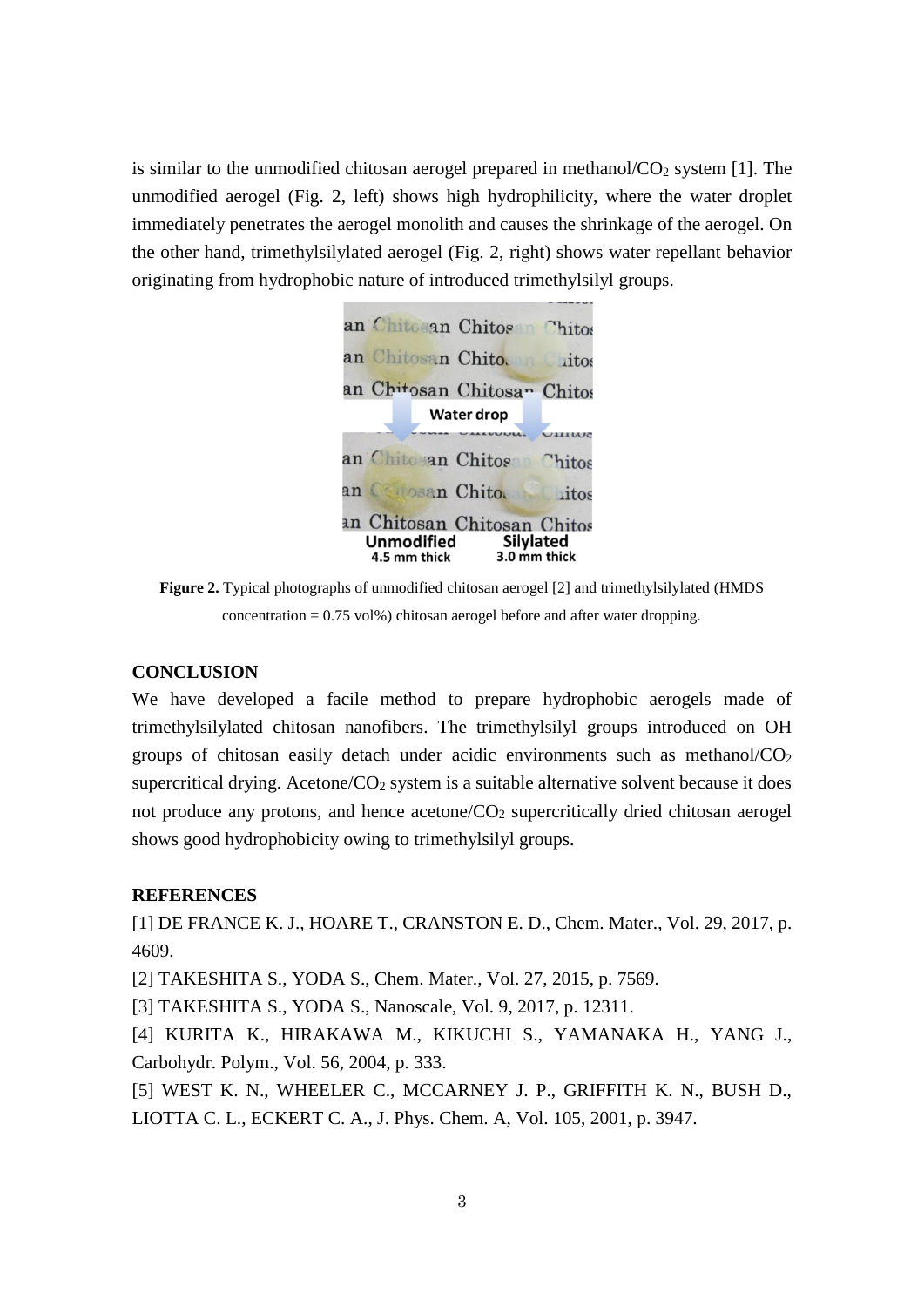is similar to the unmodified chitosan aerogel prepared in methanol/$CO_2$ system [1]. The unmodified aerogel (Fig. 2, left) shows high hydrophilicity, where the water droplet immediately penetrates the aerogel monolith and causes the shrinkage of the aerogel. On the other hand, trimethylsilylated aerogel (Fig. 2, right) shows water repellant behavior originating from hydrophobic nature of introduced trimethylsilyl groups.

Water drop

Unmodified
4.5 mm thick

Silylated
3.0 mm thick

**Figure 2.** Typical photographs of unmodified chitosan aerogel [2] and trimethylsilylated (HMDS concentration = 0.75 vol%) chitosan aerogel before and after water dropping.

## CONCLUSION

We have developed a facile method to prepare hydrophobic aerogels made of trimethylsilylated chitosan nanofibers. The trimethylsilyl groups introduced on OH groups of chitosan easily detach under acidic environments such as methanol/$CO_2$ supercritical drying. Acetone/$CO_2$ system is a suitable alternative solvent because it does not produce any protons, and hence acetone/$CO_2$ supercritically dried chitosan aerogel shows good hydrophobicity owing to trimethylsilyl groups.

## REFERENCES

[1] DE FRANCE K. J., HOARE T., CRANSTON E. D., Chem. Mater., Vol. 29, 2017, p. 4609.

[2] TAKESHITA S., YODA S., Chem. Mater., Vol. 27, 2015, p. 7569.

[3] TAKESHITA S., YODA S., Nanoscale, Vol. 9, 2017, p. 12311.

[4] KURITA K., HIRAKAWA M., KIKUCHI S., YAMANAKA H., YANG J., Carbohydr. Polym., Vol. 56, 2004, p. 333.

[5] WEST K. N., WHEELER C., MCCARNEY J. P., GRIFFITH K. N., BUSH D., LIOTTA C. L., ECKERT C. A., J. Phys. Chem. A, Vol. 105, 2001, p. 3947.